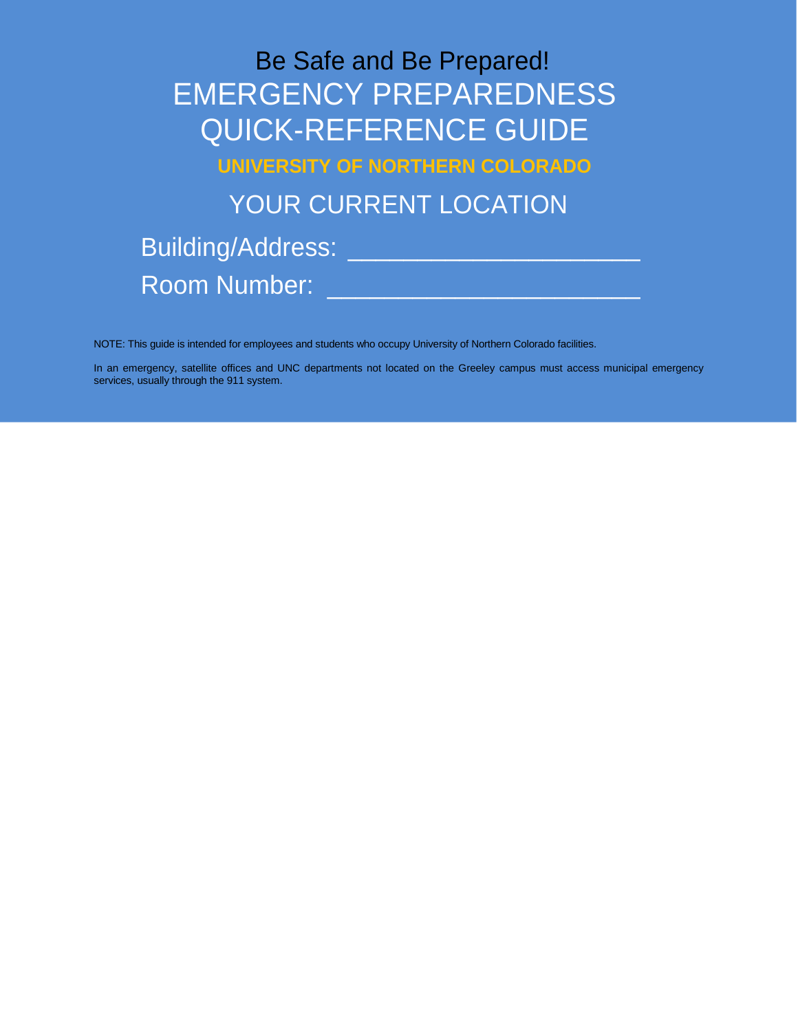Be Safe and Be Prepared!

# EMERGENCY PREPAREDNESS QUICK-REFERENCE GUIDE

## UNIVERSITY OF NORTHERN COLORADO

## YOUR CURRENT LOCATION

Building/Address: ____________________

Room Number: ______________________

NOTE: This guide is intended for employees and students who occupy University of Northern Colorado facilities.

In an emergency, satellite offices and UNC departments not located on the Greeley campus must access municipal emergency services, usually through the 911 system.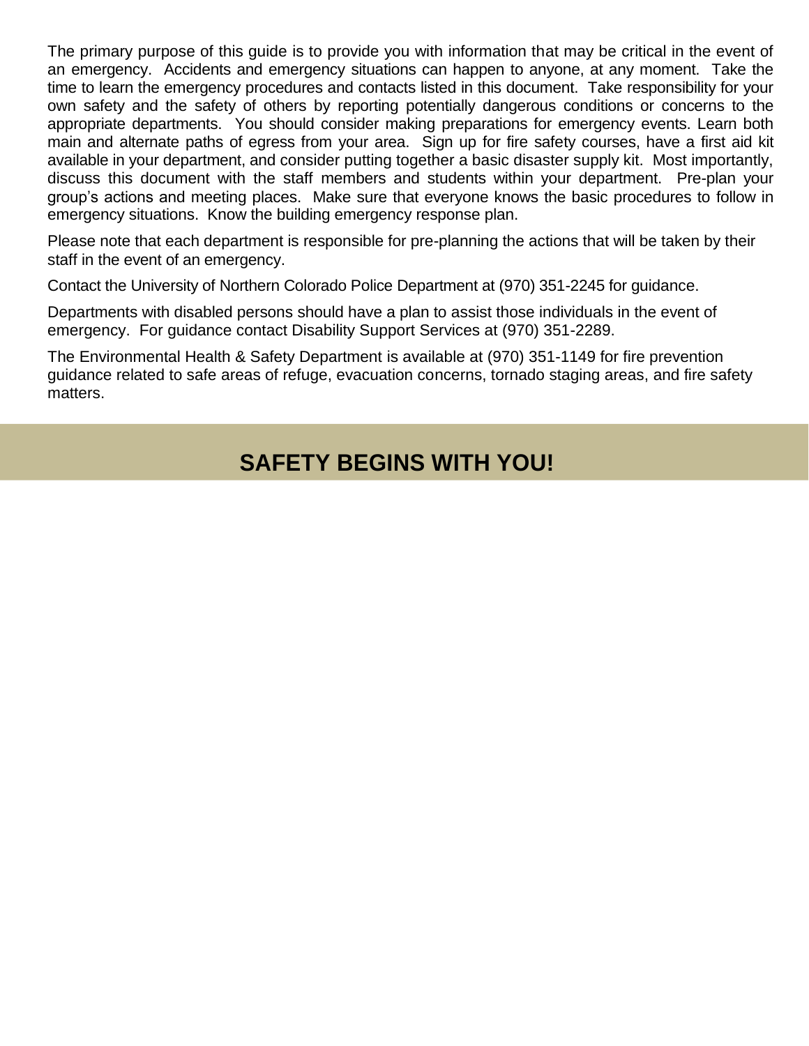The primary purpose of this guide is to provide you with information that may be critical in the event of an emergency. Accidents and emergency situations can happen to anyone, at any moment. Take the time to learn the emergency procedures and contacts listed in this document. Take responsibility for your own safety and the safety of others by reporting potentially dangerous conditions or concerns to the appropriate departments. You should consider making preparations for emergency events. Learn both main and alternate paths of egress from your area. Sign up for fire safety courses, have a first aid kit available in your department, and consider putting together a basic disaster supply kit. Most importantly, discuss this document with the staff members and students within your department. Pre-plan your group's actions and meeting places. Make sure that everyone knows the basic procedures to follow in emergency situations. Know the building emergency response plan.

Please note that each department is responsible for pre-planning the actions that will be taken by their staff in the event of an emergency.

Contact the University of Northern Colorado Police Department at (970) 351-2245 for guidance.

Departments with disabled persons should have a plan to assist those individuals in the event of emergency. For guidance contact Disability Support Services at (970) 351-2289.

The Environmental Health & Safety Department is available at (970) 351-1149 for fire prevention guidance related to safe areas of refuge, evacuation concerns, tornado staging areas, and fire safety matters.

## SAFETY BEGINS WITH YOU!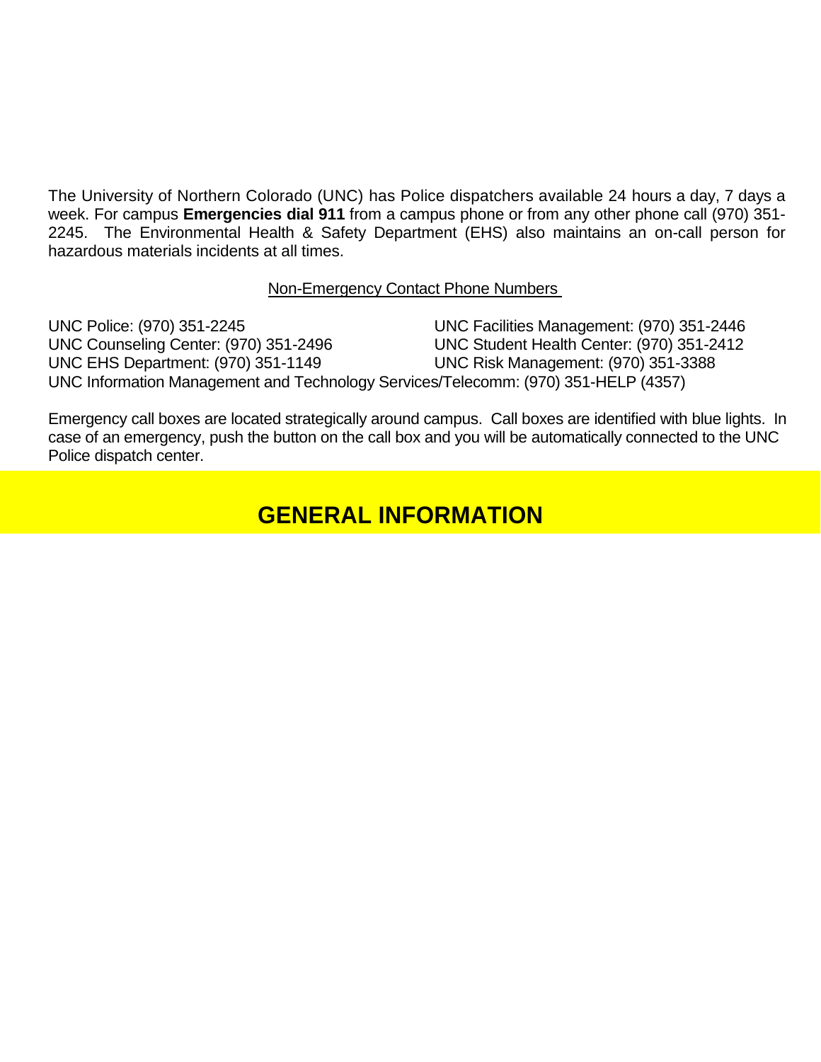The University of Northern Colorado (UNC) has Police dispatchers available 24 hours a day, 7 days a week. For campus **Emergencies dial 911** from a campus phone or from any other phone call (970) 351-2245. The Environmental Health & Safety Department (EHS) also maintains an on-call person for hazardous materials incidents at all times.

Non-Emergency Contact Phone Numbers

UNC Police: (970) 351-2245
UNC Facilities Management: (970) 351-2446
UNC Counseling Center: (970) 351-2496
UNC Student Health Center: (970) 351-2412
UNC EHS Department: (970) 351-1149
UNC Risk Management: (970) 351-3388
UNC Information Management and Technology Services/Telecomm: (970) 351-HELP (4357)

Emergency call boxes are located strategically around campus. Call boxes are identified with blue lights. In case of an emergency, push the button on the call box and you will be automatically connected to the UNC Police dispatch center.

## GENERAL INFORMATION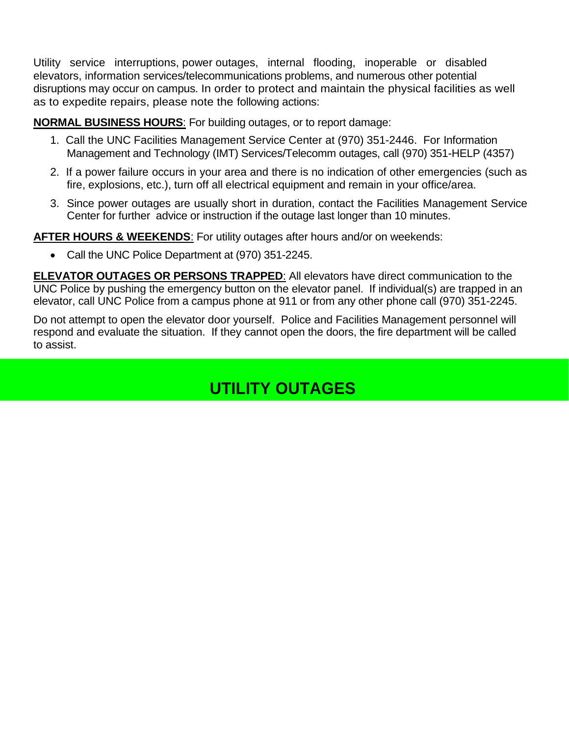Utility service interruptions, power outages, internal flooding, inoperable or disabled elevators, information services/telecommunications problems, and numerous other potential disruptions may occur on campus. In order to protect and maintain the physical facilities as well as to expedite repairs, please note the following actions:

**NORMAL BUSINESS HOURS**: For building outages, or to report damage:

1. Call the UNC Facilities Management Service Center at (970) 351-2446. For Information Management and Technology (IMT) Services/Telecomm outages, call (970) 351-HELP (4357)
2. If a power failure occurs in your area and there is no indication of other emergencies (such as fire, explosions, etc.), turn off all electrical equipment and remain in your office/area.
3. Since power outages are usually short in duration, contact the Facilities Management Service Center for further advice or instruction if the outage last longer than 10 minutes.

**AFTER HOURS & WEEKENDS**: For utility outages after hours and/or on weekends:

- Call the UNC Police Department at (970) 351-2245.

**ELEVATOR OUTAGES OR PERSONS TRAPPED**: All elevators have direct communication to the UNC Police by pushing the emergency button on the elevator panel. If individual(s) are trapped in an elevator, call UNC Police from a campus phone at 911 or from any other phone call (970) 351-2245.

Do not attempt to open the elevator door yourself. Police and Facilities Management personnel will respond and evaluate the situation. If they cannot open the doors, the fire department will be called to assist.

## UTILITY OUTAGES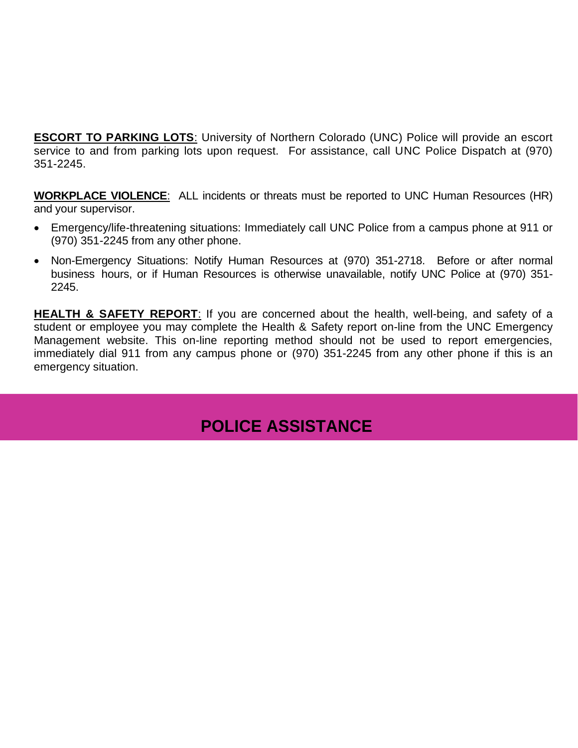**ESCORT TO PARKING LOTS**: University of Northern Colorado (UNC) Police will provide an escort service to and from parking lots upon request. For assistance, call UNC Police Dispatch at (970) 351-2245.

**WORKPLACE VIOLENCE**: ALL incidents or threats must be reported to UNC Human Resources (HR) and your supervisor.

- Emergency/life-threatening situations: Immediately call UNC Police from a campus phone at 911 or (970) 351-2245 from any other phone.
- Non-Emergency Situations: Notify Human Resources at (970) 351-2718. Before or after normal business hours, or if Human Resources is otherwise unavailable, notify UNC Police at (970) 351-2245.

**HEALTH & SAFETY REPORT**: If you are concerned about the health, well-being, and safety of a student or employee you may complete the Health & Safety report on-line from the UNC Emergency Management website. This on-line reporting method should not be used to report emergencies, immediately dial 911 from any campus phone or (970) 351-2245 from any other phone if this is an emergency situation.

# POLICE ASSISTANCE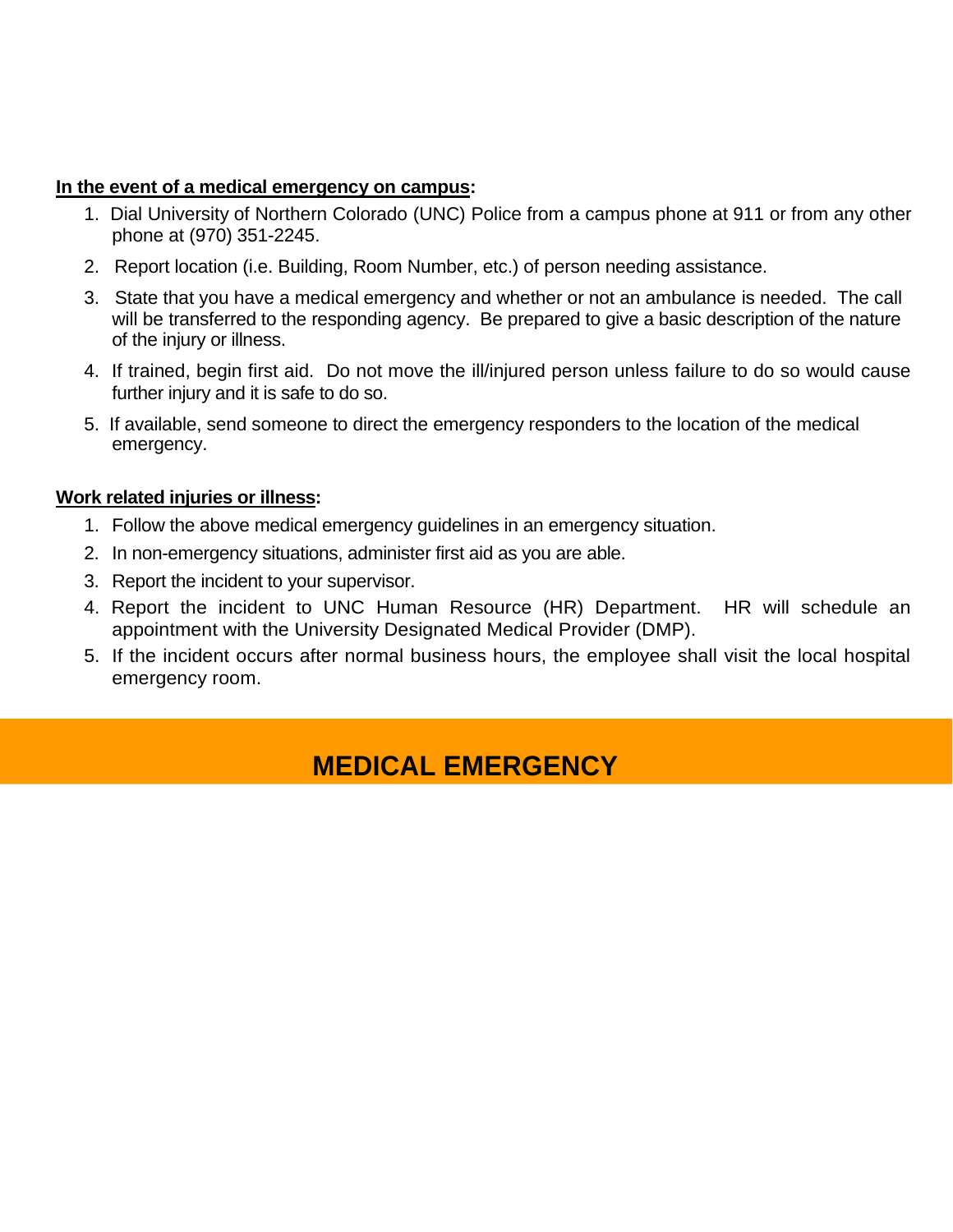**In the event of a medical emergency on campus:**

1. Dial University of Northern Colorado (UNC) Police from a campus phone at 911 or from any other phone at (970) 351-2245.
2. Report location (i.e. Building, Room Number, etc.) of person needing assistance.
3. State that you have a medical emergency and whether or not an ambulance is needed. The call will be transferred to the responding agency. Be prepared to give a basic description of the nature of the injury or illness.
4. If trained, begin first aid. Do not move the ill/injured person unless failure to do so would cause further injury and it is safe to do so.
5. If available, send someone to direct the emergency responders to the location of the medical emergency.

**Work related injuries or illness:**

1. Follow the above medical emergency guidelines in an emergency situation.
2. In non-emergency situations, administer first aid as you are able.
3. Report the incident to your supervisor.
4. Report the incident to UNC Human Resource (HR) Department. HR will schedule an appointment with the University Designated Medical Provider (DMP).
5. If the incident occurs after normal business hours, the employee shall visit the local hospital emergency room.

## MEDICAL EMERGENCY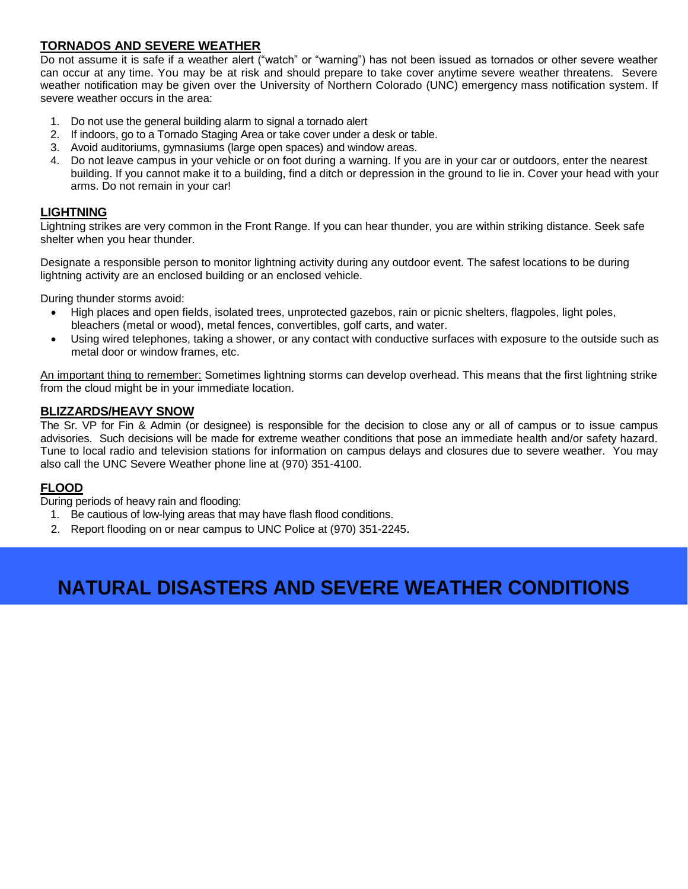## TORNADOS AND SEVERE WEATHER

Do not assume it is safe if a weather alert ("watch" or "warning") has not been issued as tornados or other severe weather can occur at any time. You may be at risk and should prepare to take cover anytime severe weather threatens. Severe weather notification may be given over the University of Northern Colorado (UNC) emergency mass notification system. If severe weather occurs in the area:

1. Do not use the general building alarm to signal a tornado alert
2. If indoors, go to a Tornado Staging Area or take cover under a desk or table.
3. Avoid auditoriums, gymnasiums (large open spaces) and window areas.
4. Do not leave campus in your vehicle or on foot during a warning. If you are in your car or outdoors, enter the nearest building. If you cannot make it to a building, find a ditch or depression in the ground to lie in. Cover your head with your arms. Do not remain in your car!

## LIGHTNING

Lightning strikes are very common in the Front Range. If you can hear thunder, you are within striking distance. Seek safe shelter when you hear thunder.

Designate a responsible person to monitor lightning activity during any outdoor event. The safest locations to be during lightning activity are an enclosed building or an enclosed vehicle.

During thunder storms avoid:

- High places and open fields, isolated trees, unprotected gazebos, rain or picnic shelters, flagpoles, light poles, bleachers (metal or wood), metal fences, convertibles, golf carts, and water.
- Using wired telephones, taking a shower, or any contact with conductive surfaces with exposure to the outside such as metal door or window frames, etc.

An important thing to remember: Sometimes lightning storms can develop overhead. This means that the first lightning strike from the cloud might be in your immediate location.

## BLIZZARDS/HEAVY SNOW

The Sr. VP for Fin & Admin (or designee) is responsible for the decision to close any or all of campus or to issue campus advisories. Such decisions will be made for extreme weather conditions that pose an immediate health and/or safety hazard. Tune to local radio and television stations for information on campus delays and closures due to severe weather. You may also call the UNC Severe Weather phone line at (970) 351-4100.

## FLOOD

During periods of heavy rain and flooding:

1. Be cautious of low-lying areas that may have flash flood conditions.
2. Report flooding on or near campus to UNC Police at (970) 351-2245.

# NATURAL DISASTERS AND SEVERE WEATHER CONDITIONS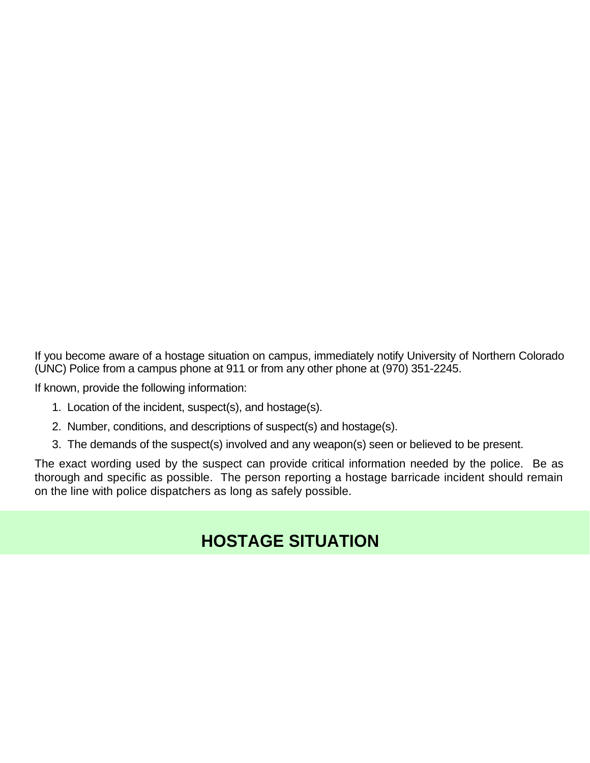If you become aware of a hostage situation on campus, immediately notify University of Northern Colorado (UNC) Police from a campus phone at 911 or from any other phone at (970) 351-2245.

If known, provide the following information:

1. Location of the incident, suspect(s), and hostage(s).
2. Number, conditions, and descriptions of suspect(s) and hostage(s).
3. The demands of the suspect(s) involved and any weapon(s) seen or believed to be present.

The exact wording used by the suspect can provide critical information needed by the police. Be as thorough and specific as possible. The person reporting a hostage barricade incident should remain on the line with police dispatchers as long as safely possible.

# HOSTAGE SITUATION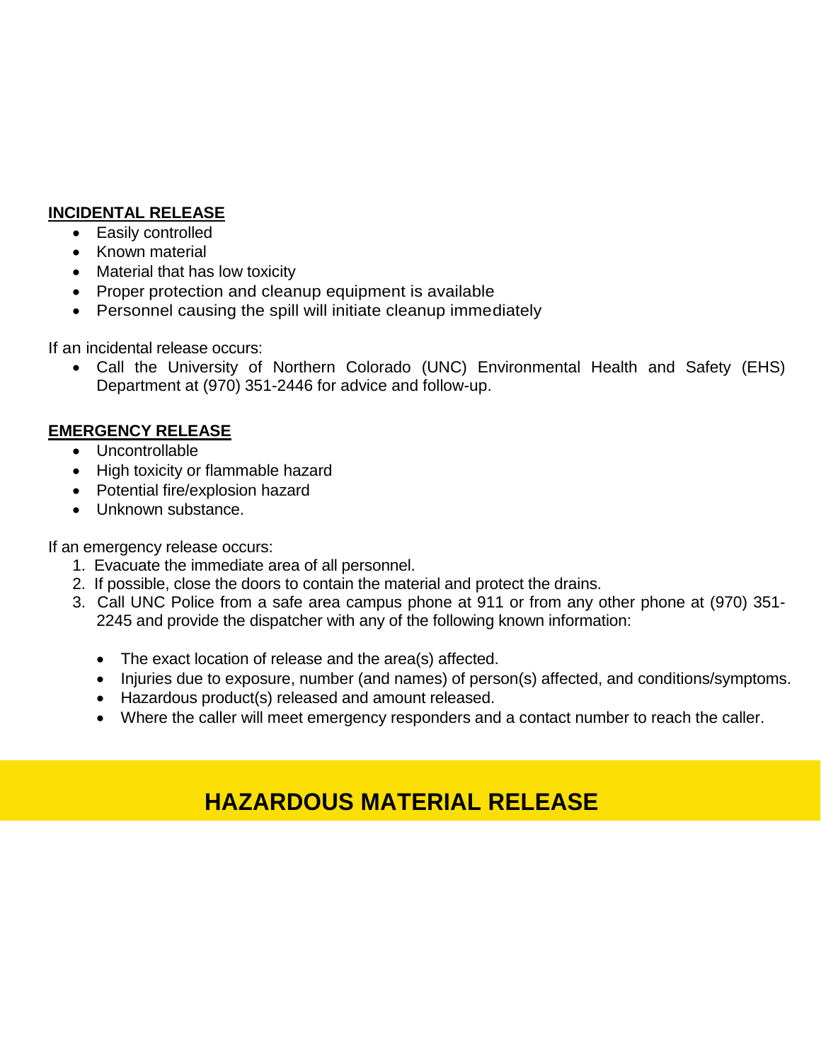**INCIDENTAL RELEASE**

- Easily controlled
- Known material
- Material that has low toxicity
- Proper protection and cleanup equipment is available
- Personnel causing the spill will initiate cleanup immediately

If an incidental release occurs:

- Call the University of Northern Colorado (UNC) Environmental Health and Safety (EHS) Department at (970) 351-2446 for advice and follow-up.

**EMERGENCY RELEASE**

- Uncontrollable
- High toxicity or flammable hazard
- Potential fire/explosion hazard
- Unknown substance.

If an emergency release occurs:

1. Evacuate the immediate area of all personnel.
2. If possible, close the doors to contain the material and protect the drains.
3. Call UNC Police from a safe area campus phone at 911 or from any other phone at (970) 351-2245 and provide the dispatcher with any of the following known information:
    - The exact location of release and the area(s) affected.
    - Injuries due to exposure, number (and names) of person(s) affected, and conditions/symptoms.
    - Hazardous product(s) released and amount released.
    - Where the caller will meet emergency responders and a contact number to reach the caller.

# HAZARDOUS MATERIAL RELEASE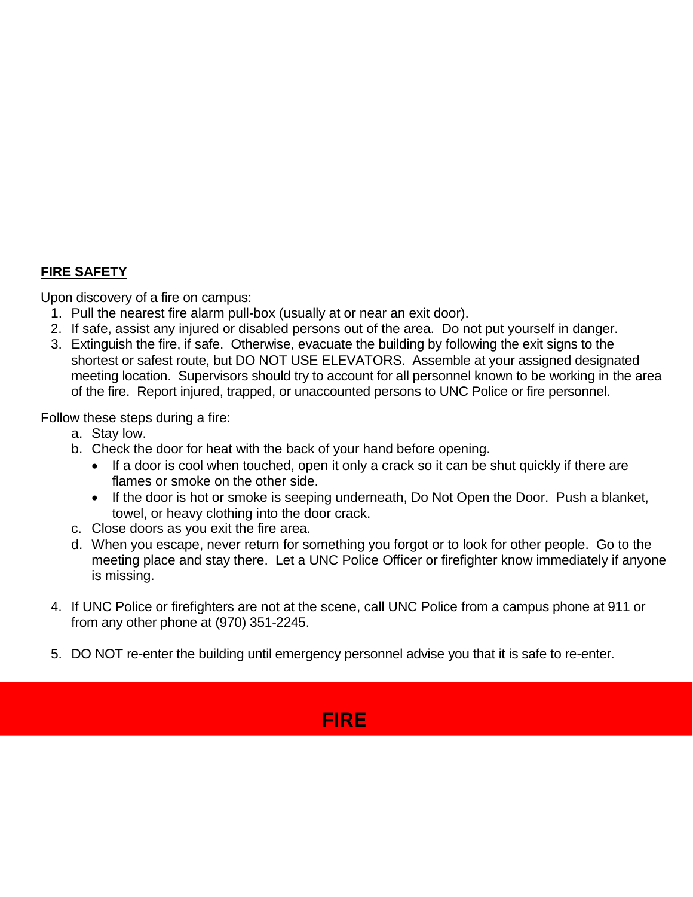## FIRE SAFETY

Upon discovery of a fire on campus:

1. Pull the nearest fire alarm pull-box (usually at or near an exit door).
2. If safe, assist any injured or disabled persons out of the area. Do not put yourself in danger.
3. Extinguish the fire, if safe. Otherwise, evacuate the building by following the exit signs to the shortest or safest route, but DO NOT USE ELEVATORS. Assemble at your assigned designated meeting location. Supervisors should try to account for all personnel known to be working in the area of the fire. Report injured, trapped, or unaccounted persons to UNC Police or fire personnel.

Follow these steps during a fire:

a. Stay low.
b. Check the door for heat with the back of your hand before opening.
   - If a door is cool when touched, open it only a crack so it can be shut quickly if there are flames or smoke on the other side.
   - If the door is hot or smoke is seeping underneath, Do Not Open the Door. Push a blanket, towel, or heavy clothing into the door crack.
c. Close doors as you exit the fire area.
d. When you escape, never return for something you forgot or to look for other people. Go to the meeting place and stay there. Let a UNC Police Officer or firefighter know immediately if anyone is missing.

4. If UNC Police or firefighters are not at the scene, call UNC Police from a campus phone at 911 or from any other phone at (970) 351-2245.

5. DO NOT re-enter the building until emergency personnel advise you that it is safe to re-enter.

**FIRE**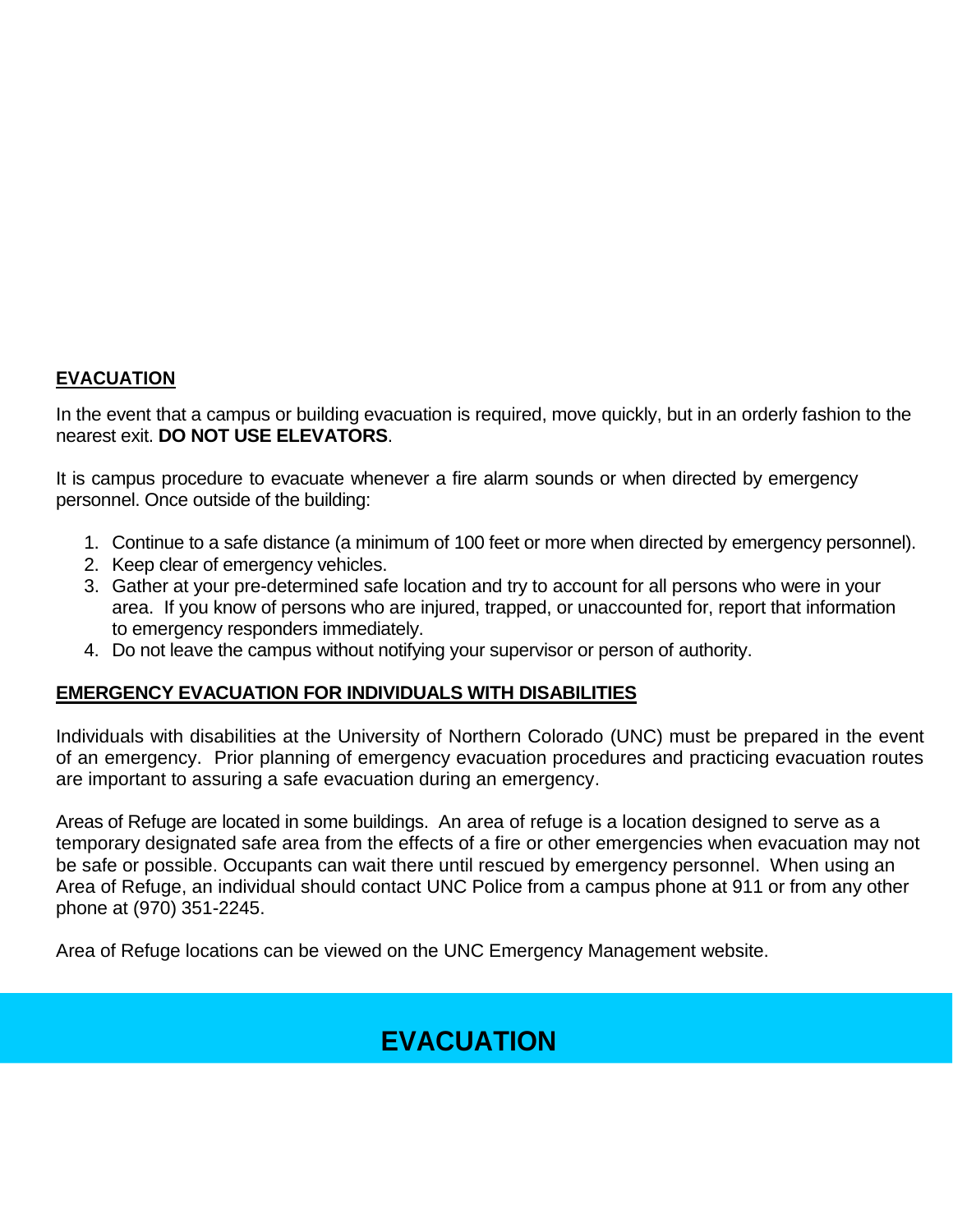## EVACUATION

In the event that a campus or building evacuation is required, move quickly, but in an orderly fashion to the nearest exit. **DO NOT USE ELEVATORS**.

It is campus procedure to evacuate whenever a fire alarm sounds or when directed by emergency personnel. Once outside of the building:

1. Continue to a safe distance (a minimum of 100 feet or more when directed by emergency personnel).
2. Keep clear of emergency vehicles.
3. Gather at your pre-determined safe location and try to account for all persons who were in your area. If you know of persons who are injured, trapped, or unaccounted for, report that information to emergency responders immediately.
4. Do not leave the campus without notifying your supervisor or person of authority.

## EMERGENCY EVACUATION FOR INDIVIDUALS WITH DISABILITIES

Individuals with disabilities at the University of Northern Colorado (UNC) must be prepared in the event of an emergency. Prior planning of emergency evacuation procedures and practicing evacuation routes are important to assuring a safe evacuation during an emergency.

Areas of Refuge are located in some buildings. An area of refuge is a location designed to serve as a temporary designated safe area from the effects of a fire or other emergencies when evacuation may not be safe or possible. Occupants can wait there until rescued by emergency personnel. When using an Area of Refuge, an individual should contact UNC Police from a campus phone at 911 or from any other phone at (970) 351-2245.

Area of Refuge locations can be viewed on the UNC Emergency Management website.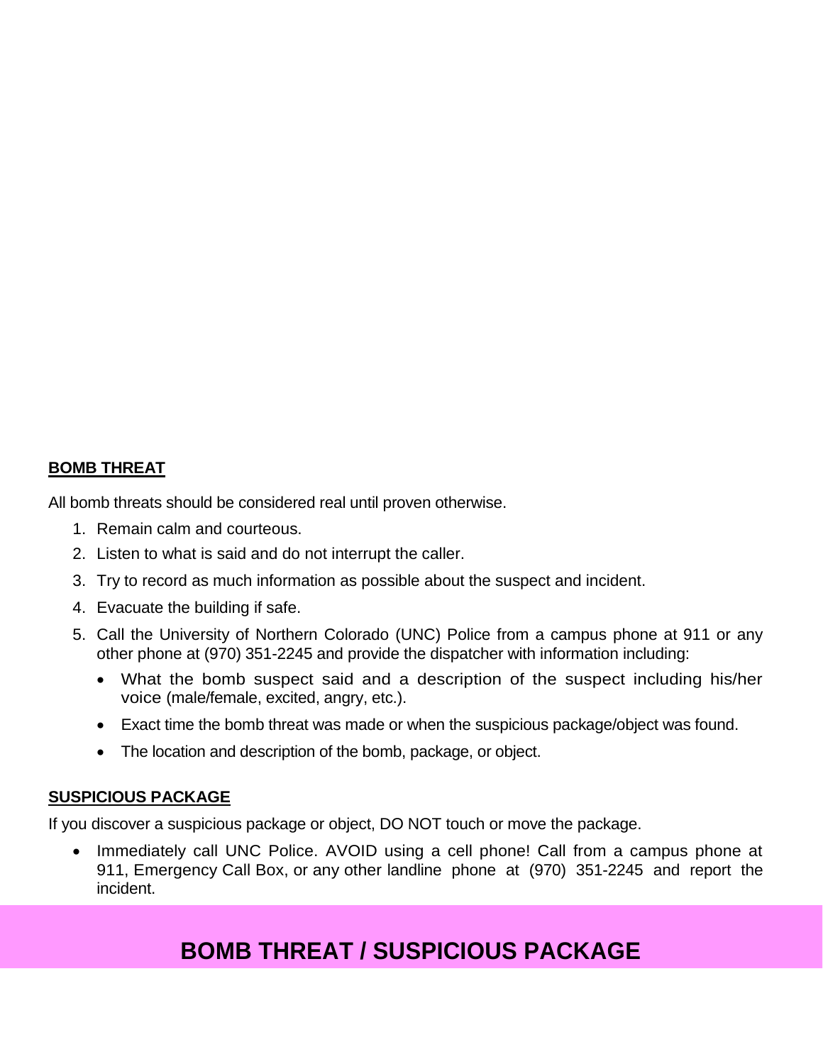## BOMB THREAT

All bomb threats should be considered real until proven otherwise.

1. Remain calm and courteous.
2. Listen to what is said and do not interrupt the caller.
3. Try to record as much information as possible about the suspect and incident.
4. Evacuate the building if safe.
5. Call the University of Northern Colorado (UNC) Police from a campus phone at 911 or any other phone at (970) 351-2245 and provide the dispatcher with information including:
   - What the bomb suspect said and a description of the suspect including his/her voice (male/female, excited, angry, etc.).
   - Exact time the bomb threat was made or when the suspicious package/object was found.
   - The location and description of the bomb, package, or object.

## SUSPICIOUS PACKAGE

If you discover a suspicious package or object, DO NOT touch or move the package.

- Immediately call UNC Police. AVOID using a cell phone! Call from a campus phone at 911, Emergency Call Box, or any other landline phone at (970) 351-2245 and report the incident.

# BOMB THREAT / SUSPICIOUS PACKAGE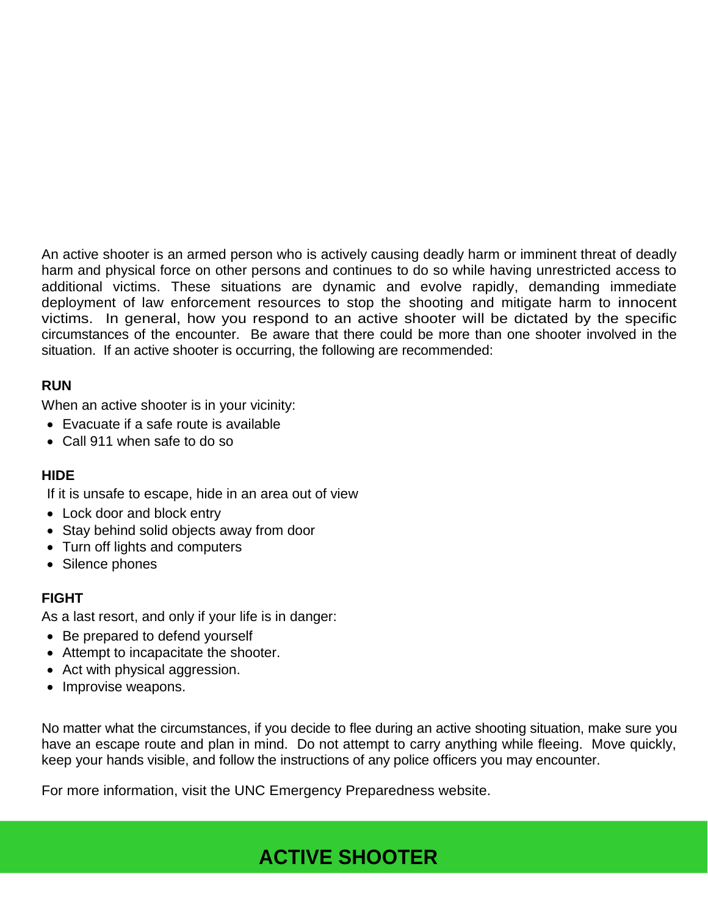An active shooter is an armed person who is actively causing deadly harm or imminent threat of deadly harm and physical force on other persons and continues to do so while having unrestricted access to additional victims. These situations are dynamic and evolve rapidly, demanding immediate deployment of law enforcement resources to stop the shooting and mitigate harm to innocent victims. In general, how you respond to an active shooter will be dictated by the specific circumstances of the encounter. Be aware that there could be more than one shooter involved in the situation. If an active shooter is occurring, the following are recommended:

**RUN**

When an active shooter is in your vicinity:

- Evacuate if a safe route is available
- Call 911 when safe to do so

**HIDE**

If it is unsafe to escape, hide in an area out of view

- Lock door and block entry
- Stay behind solid objects away from door
- Turn off lights and computers
- Silence phones

**FIGHT**

As a last resort, and only if your life is in danger:

- Be prepared to defend yourself
- Attempt to incapacitate the shooter.
- Act with physical aggression.
- Improvise weapons.

No matter what the circumstances, if you decide to flee during an active shooting situation, make sure you have an escape route and plan in mind. Do not attempt to carry anything while fleeing. Move quickly, keep your hands visible, and follow the instructions of any police officers you may encounter.

For more information, visit the UNC Emergency Preparedness website.

## ACTIVE SHOOTER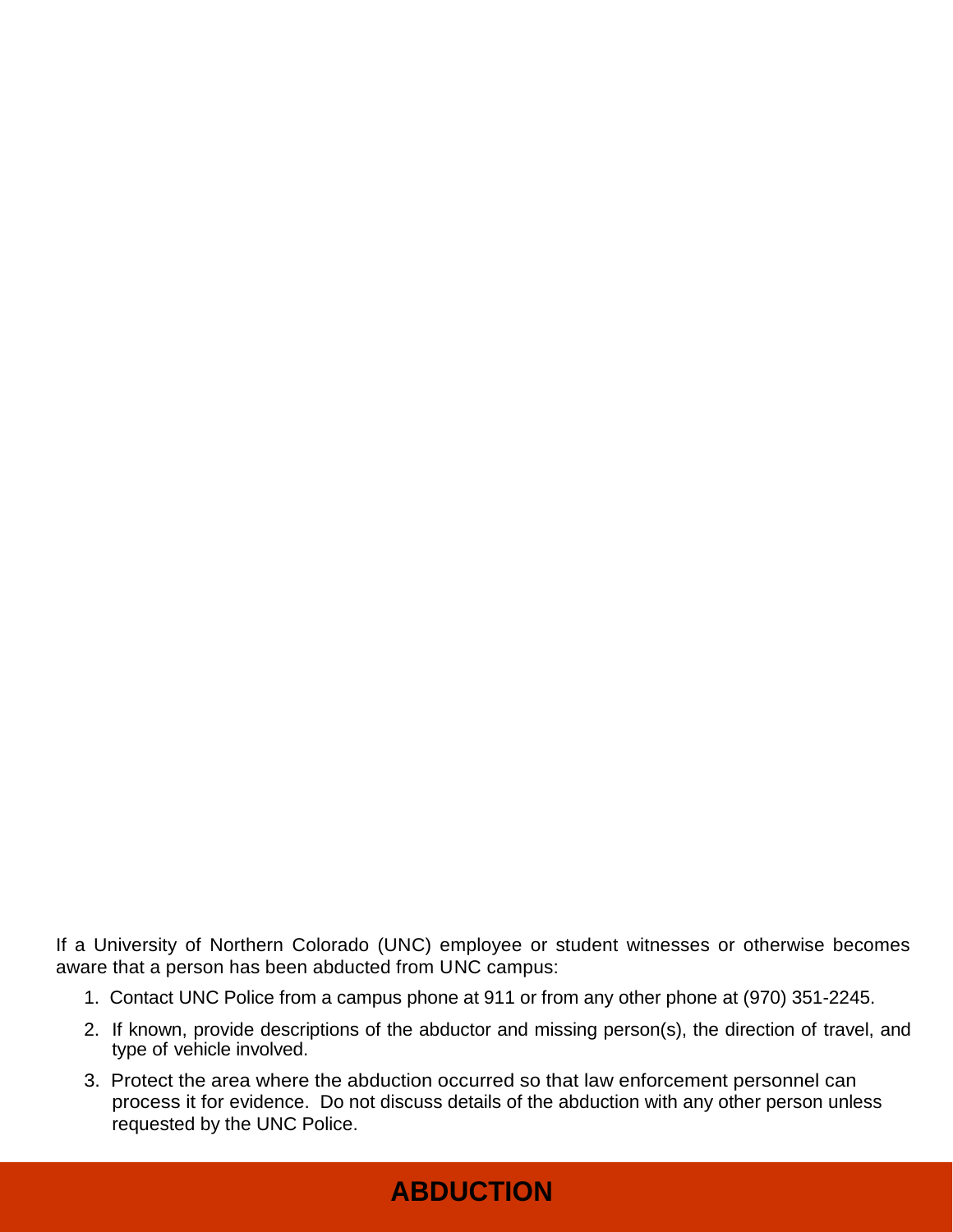If a University of Northern Colorado (UNC) employee or student witnesses or otherwise becomes aware that a person has been abducted from UNC campus:

1. Contact UNC Police from a campus phone at 911 or from any other phone at (970) 351-2245.
2. If known, provide descriptions of the abductor and missing person(s), the direction of travel, and type of vehicle involved.
3. Protect the area where the abduction occurred so that law enforcement personnel can process it for evidence. Do not discuss details of the abduction with any other person unless requested by the UNC Police.

# ABDUCTION